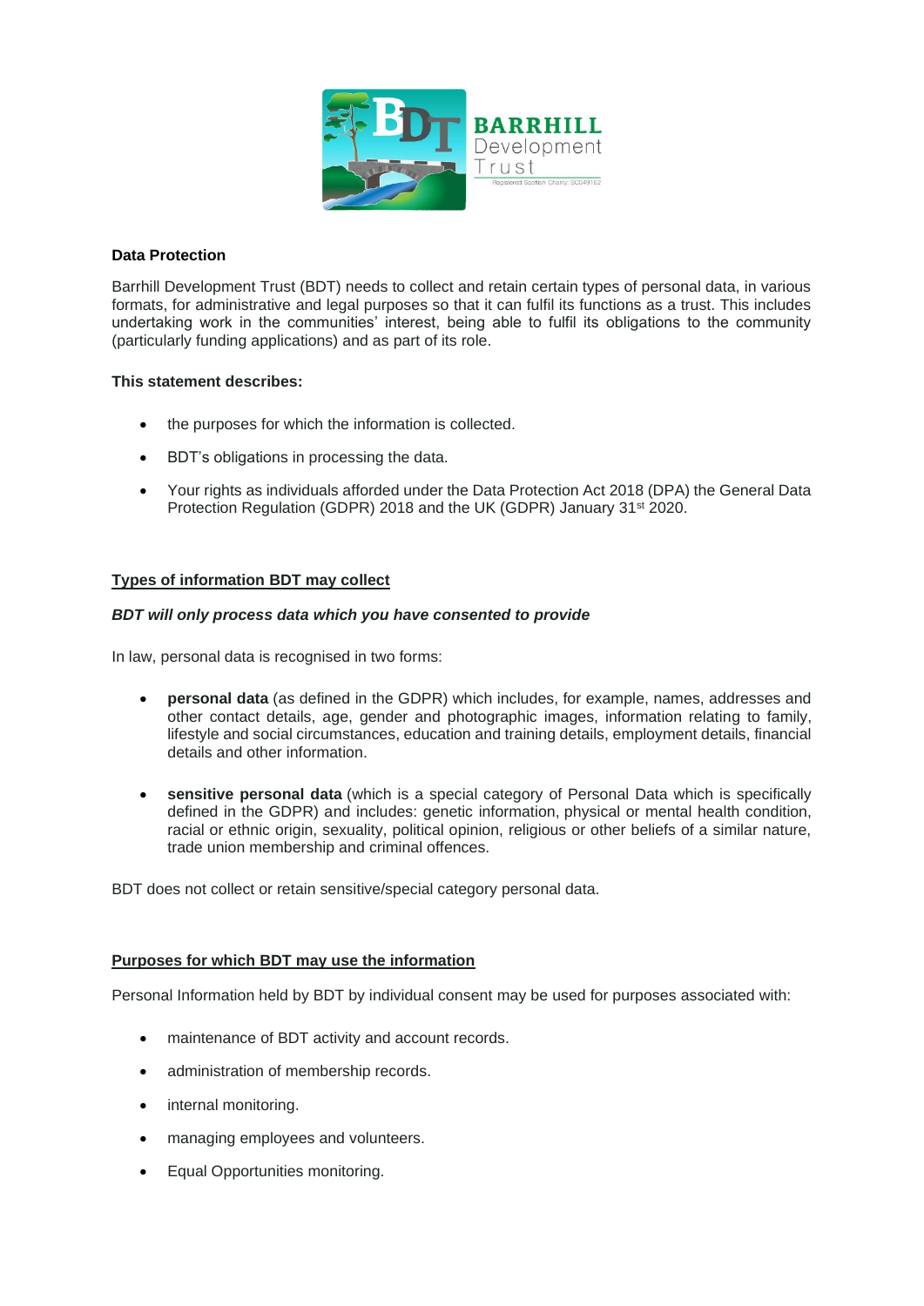**Data Protection**

Barrhill Development Trust (BDT) needs to collect and retain certain types of personal data, in various formats, for administrative and legal purposes so that it can fulfil its functions as a trust. This includes undertaking work in the communities' interest, being able to fulfil its obligations to the community (particularly funding applications) and as part of its role.

**This statement describes:**

- the purposes for which the information is collected.
- BDT's obligations in processing the data.
- Your rights as individuals afforded under the Data Protection Act 2018 (DPA) the General Data Protection Regulation (GDPR) 2018 and the UK (GDPR) January 31st 2020.

## Types of information BDT may collect

***BDT will only process data which you have consented to provide***

In law, personal data is recognised in two forms:

- **personal data** (as defined in the GDPR) which includes, for example, names, addresses and other contact details, age, gender and photographic images, information relating to family, lifestyle and social circumstances, education and training details, employment details, financial details and other information.
- **sensitive personal data** (which is a special category of Personal Data which is specifically defined in the GDPR) and includes: genetic information, physical or mental health condition, racial or ethnic origin, sexuality, political opinion, religious or other beliefs of a similar nature, trade union membership and criminal offences.

BDT does not collect or retain sensitive/special category personal data.

## Purposes for which BDT may use the information

Personal Information held by BDT by individual consent may be used for purposes associated with:

- maintenance of BDT activity and account records.
- administration of membership records.
- internal monitoring.
- managing employees and volunteers.
- Equal Opportunities monitoring.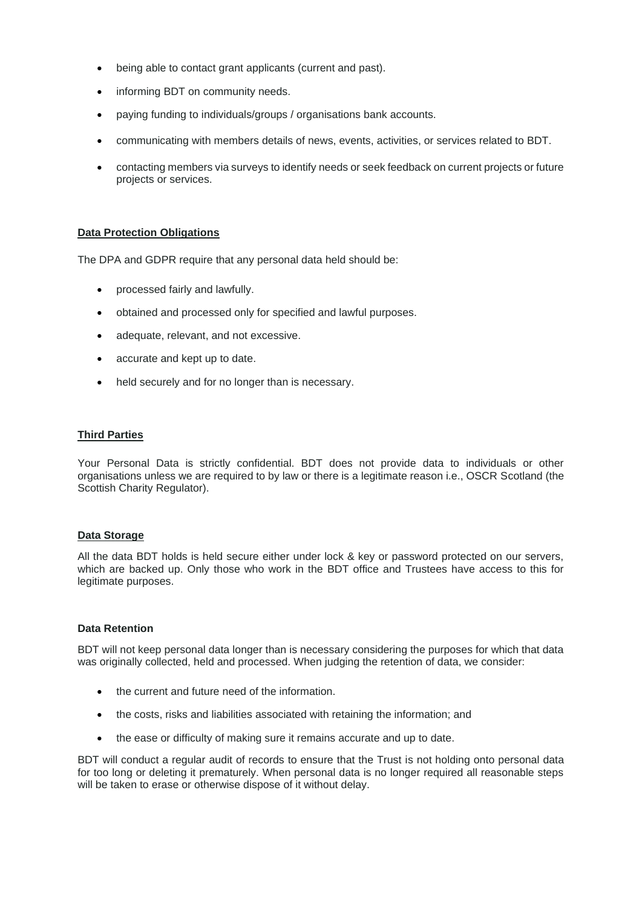- being able to contact grant applicants (current and past).
- informing BDT on community needs.
- paying funding to individuals/groups / organisations bank accounts.
- communicating with members details of news, events, activities, or services related to BDT.
- contacting members via surveys to identify needs or seek feedback on current projects or future projects or services.

**Data Protection Obligations**

The DPA and GDPR require that any personal data held should be:

- processed fairly and lawfully.
- obtained and processed only for specified and lawful purposes.
- adequate, relevant, and not excessive.
- accurate and kept up to date.
- held securely and for no longer than is necessary.

**Third Parties**

Your Personal Data is strictly confidential. BDT does not provide data to individuals or other organisations unless we are required to by law or there is a legitimate reason i.e., OSCR Scotland (the Scottish Charity Regulator).

**Data Storage**

All the data BDT holds is held secure either under lock & key or password protected on our servers, which are backed up. Only those who work in the BDT office and Trustees have access to this for legitimate purposes.

**Data Retention**

BDT will not keep personal data longer than is necessary considering the purposes for which that data was originally collected, held and processed. When judging the retention of data, we consider:

- the current and future need of the information.
- the costs, risks and liabilities associated with retaining the information; and
- the ease or difficulty of making sure it remains accurate and up to date.

BDT will conduct a regular audit of records to ensure that the Trust is not holding onto personal data for too long or deleting it prematurely. When personal data is no longer required all reasonable steps will be taken to erase or otherwise dispose of it without delay.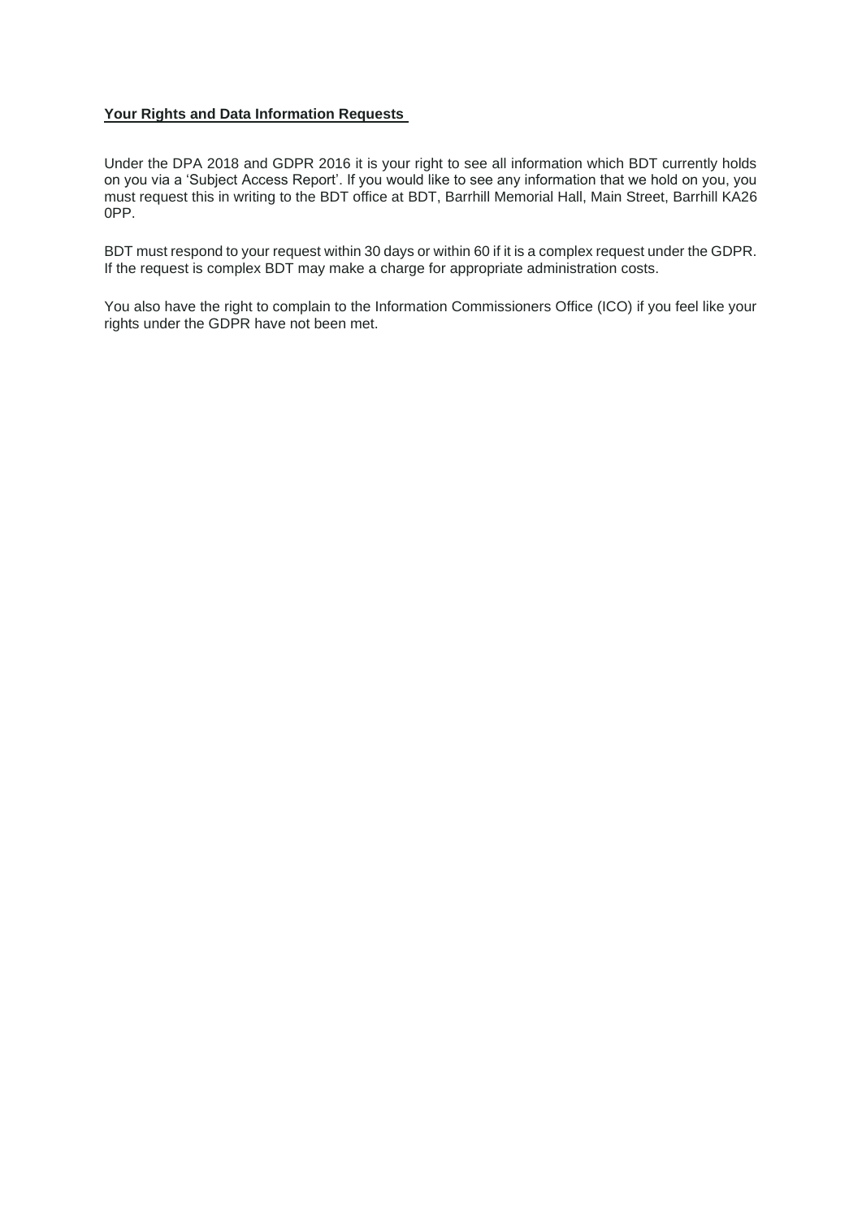**Your Rights and Data Information Requests**

Under the DPA 2018 and GDPR 2016 it is your right to see all information which BDT currently holds on you via a 'Subject Access Report'. If you would like to see any information that we hold on you, you must request this in writing to the BDT office at BDT, Barrhill Memorial Hall, Main Street, Barrhill KA26 0PP.

BDT must respond to your request within 30 days or within 60 if it is a complex request under the GDPR. If the request is complex BDT may make a charge for appropriate administration costs.

You also have the right to complain to the Information Commissioners Office (ICO) if you feel like your rights under the GDPR have not been met.